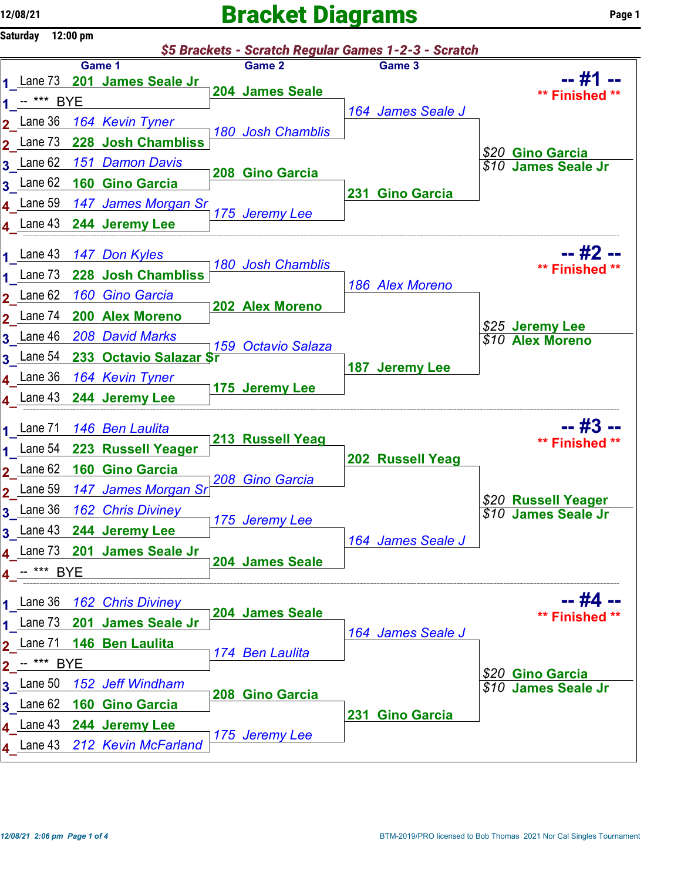# Bracket Diagrams

12/08/21
Saturday 12:00 pm

## *$5 Brackets - Scratch Regular Games 1-2-3 - Scratch*

### -- #1 -- ** Finished **

| | Game 1 | Game 2 | Game 3 | Result |
|---|---|---|---|---|
| 1 | Lane 73 201 James Seale Jr | 204 James Seale | 164 James Seale J | $20 Gino Garcia |
| 1 | -- *** BYE | | | $10 James Seale Jr |
| 2 | Lane 36 *164 Kevin Tyner* | *180 Josh Chamblis* | | |
| 2 | Lane 73 228 Josh Chambliss | | | |
| 3 | Lane 62 *151 Damon Davis* | 208 Gino Garcia | 231 Gino Garcia | |
| 3 | Lane 62 160 Gino Garcia | | | |
| 4 | Lane 59 *147 James Morgan Sr* | *175 Jeremy Lee* | | |
| 4 | Lane 43 244 Jeremy Lee | | | |

### -- #2 -- ** Finished **

| | Game 1 | Game 2 | Game 3 | Result |
|---|---|---|---|---|
| 1 | Lane 43 *147 Don Kyles* | *180 Josh Chamblis* | *186 Alex Moreno* | $25 Jeremy Lee |
| 1 | Lane 73 228 Josh Chambliss | | | $10 Alex Moreno |
| 2 | Lane 62 *160 Gino Garcia* | 202 Alex Moreno | | |
| 2 | Lane 74 200 Alex Moreno | | | |
| 3 | Lane 46 *208 David Marks* | *159 Octavio Salaza* | 187 Jeremy Lee | |
| 3 | Lane 54 233 Octavio Salazar Sr | | | |
| 4 | Lane 36 *164 Kevin Tyner* | 175 Jeremy Lee | | |
| 4 | Lane 43 244 Jeremy Lee | | | |

### -- #3 -- ** Finished **

| | Game 1 | Game 2 | Game 3 | Result |
|---|---|---|---|---|
| 1 | Lane 71 *146 Ben Laulita* | 213 Russell Yeag | 202 Russell Yeag | $20 Russell Yeager |
| 1 | Lane 54 223 Russell Yeager | | | $10 James Seale Jr |
| 2 | Lane 62 160 Gino Garcia | *208 Gino Garcia* | | |
| 2 | Lane 59 *147 James Morgan Sr* | | | |
| 3 | Lane 36 *162 Chris Diviney* | *175 Jeremy Lee* | *164 James Seale J* | |
| 3 | Lane 43 244 Jeremy Lee | | | |
| 4 | Lane 73 201 James Seale Jr | 204 James Seale | | |
| 4 | -- *** BYE | | | |

### -- #4 -- ** Finished **

| | Game 1 | Game 2 | Game 3 | Result |
|---|---|---|---|---|
| 1 | Lane 36 *162 Chris Diviney* | 204 James Seale | *164 James Seale J* | $20 Gino Garcia |
| 1 | Lane 73 201 James Seale Jr | | | $10 James Seale Jr |
| 2 | Lane 71 146 Ben Laulita | *174 Ben Laulita* | | |
| 2 | -- *** BYE | | | |
| 3 | Lane 50 *152 Jeff Windham* | 208 Gino Garcia | 231 Gino Garcia | |
| 3 | Lane 62 160 Gino Garcia | | | |
| 4 | Lane 43 244 Jeremy Lee | *175 Jeremy Lee* | | |
| 4 | Lane 43 *212 Kevin McFarland* | | | |

*12/08/21 2:06 pm*

BTM-2019/PRO licensed to Bob Thomas 2021 Nor Cal Singles Tournament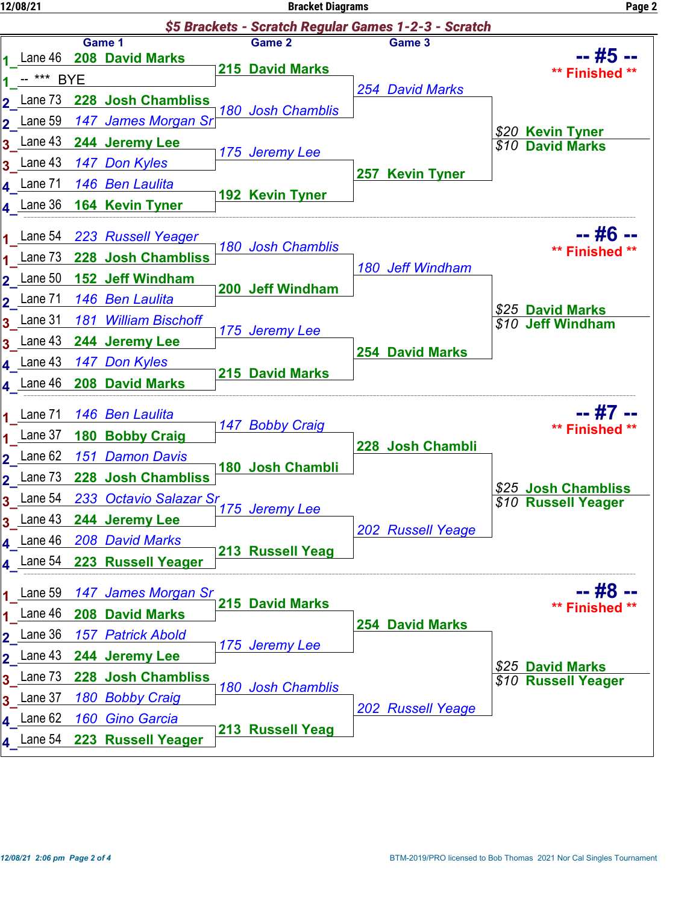## $5 Brackets - Scratch Regular Games 1-2-3 - Scratch

### -- #5 -- ** Finished **

| Game 1 | Game 2 | Game 3 | Result |
|---|---|---|---|
| 1 Lane 46 208 David Marks | 215 David Marks | 254 David Marks | $20 Kevin Tyner |
| 1 -- *** BYE | | | $10 David Marks |
| 2 Lane 73 228 Josh Chambliss | 180 Josh Chamblis | | |
| 2 Lane 59 147 James Morgan Sr | | | |
| 3 Lane 43 244 Jeremy Lee | 175 Jeremy Lee | 257 Kevin Tyner | |
| 3 Lane 43 147 Don Kyles | | | |
| 4 Lane 71 146 Ben Laulita | 192 Kevin Tyner | | |
| 4 Lane 36 164 Kevin Tyner | | | |

### -- #6 -- ** Finished **

| Game 1 | Game 2 | Game 3 | Result |
|---|---|---|---|
| 1 Lane 54 223 Russell Yeager | 180 Josh Chamblis | 180 Jeff Windham | $25 David Marks |
| 1 Lane 73 228 Josh Chambliss | | | $10 Jeff Windham |
| 2 Lane 50 152 Jeff Windham | 200 Jeff Windham | | |
| 2 Lane 71 146 Ben Laulita | | | |
| 3 Lane 31 181 William Bischoff | 175 Jeremy Lee | 254 David Marks | |
| 3 Lane 43 244 Jeremy Lee | | | |
| 4 Lane 43 147 Don Kyles | 215 David Marks | | |
| 4 Lane 46 208 David Marks | | | |

### -- #7 -- ** Finished **

| Game 1 | Game 2 | Game 3 | Result |
|---|---|---|---|
| 1 Lane 71 146 Ben Laulita | 147 Bobby Craig | 228 Josh Chambli | $25 Josh Chambliss |
| 1 Lane 37 180 Bobby Craig | | | $10 Russell Yeager |
| 2 Lane 62 151 Damon Davis | 180 Josh Chambli | | |
| 2 Lane 73 228 Josh Chambliss | | | |
| 3 Lane 54 233 Octavio Salazar Sr | 175 Jeremy Lee | 202 Russell Yeage | |
| 3 Lane 43 244 Jeremy Lee | | | |
| 4 Lane 46 208 David Marks | 213 Russell Yeag | | |
| 4 Lane 54 223 Russell Yeager | | | |

### -- #8 -- ** Finished **

| Game 1 | Game 2 | Game 3 | Result |
|---|---|---|---|
| 1 Lane 59 147 James Morgan Sr | 215 David Marks | 254 David Marks | $25 David Marks |
| 1 Lane 46 208 David Marks | | | $10 Russell Yeager |
| 2 Lane 36 157 Patrick Abold | 175 Jeremy Lee | | |
| 2 Lane 43 244 Jeremy Lee | | | |
| 3 Lane 73 228 Josh Chambliss | 180 Josh Chamblis | 202 Russell Yeage | |
| 3 Lane 37 180 Bobby Craig | | | |
| 4 Lane 62 160 Gino Garcia | 213 Russell Yeag | | |
| 4 Lane 54 223 Russell Yeager | | | |

12/08/21 2:06 pm

BTM-2019/PRO licensed to Bob Thomas 2021 Nor Cal Singles Tournament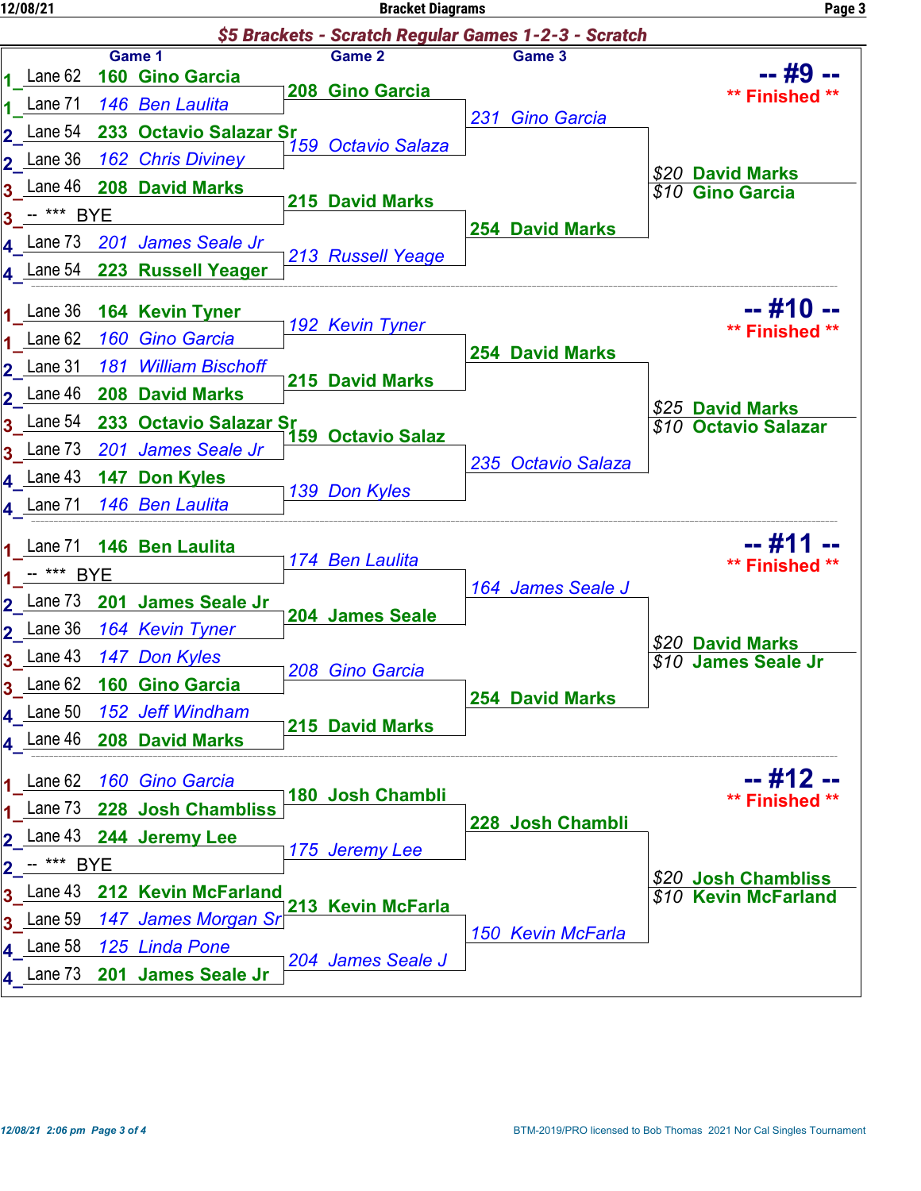## $5 Brackets - Scratch Regular Games 1-2-3 - Scratch

### -- #9 -- ** Finished **

| Seed | Lane | Game 1 | Game 2 | Game 3 | Payout |
|---|---|---|---|---|---|
| 1 | Lane 62 | 160 Gino Garcia | 208 Gino Garcia | 231 Gino Garcia | $20 David Marks |
| 1 | Lane 71 | 146 Ben Laulita | | | $10 Gino Garcia |
| 2 | Lane 54 | 233 Octavio Salazar Sr | 159 Octavio Salaza | | |
| 2 | Lane 36 | 162 Chris Diviney | | | |
| 3 | Lane 46 | 208 David Marks | 215 David Marks | 254 David Marks | |
| 3 | -- *** | BYE | | | |
| 4 | Lane 73 | 201 James Seale Jr | 213 Russell Yeage | | |
| 4 | Lane 54 | 223 Russell Yeager | | | |

### -- #10 -- ** Finished **

| Seed | Lane | Game 1 | Game 2 | Game 3 | Payout |
|---|---|---|---|---|---|
| 1 | Lane 36 | 164 Kevin Tyner | 192 Kevin Tyner | 254 David Marks | $25 David Marks |
| 1 | Lane 62 | 160 Gino Garcia | | | $10 Octavio Salazar |
| 2 | Lane 31 | 181 William Bischoff | 215 David Marks | | |
| 2 | Lane 46 | 208 David Marks | | | |
| 3 | Lane 54 | 233 Octavio Salazar Sr | 159 Octavio Salaz | 235 Octavio Salaza | |
| 3 | Lane 73 | 201 James Seale Jr | | | |
| 4 | Lane 43 | 147 Don Kyles | 139 Don Kyles | | |
| 4 | Lane 71 | 146 Ben Laulita | | | |

### -- #11 -- ** Finished **

| Seed | Lane | Game 1 | Game 2 | Game 3 | Payout |
|---|---|---|---|---|---|
| 1 | Lane 71 | 146 Ben Laulita | 174 Ben Laulita | 164 James Seale J | $20 David Marks |
| 1 | -- *** | BYE | | | $10 James Seale Jr |
| 2 | Lane 73 | 201 James Seale Jr | 204 James Seale | | |
| 2 | Lane 36 | 164 Kevin Tyner | | | |
| 3 | Lane 43 | 147 Don Kyles | 208 Gino Garcia | 254 David Marks | |
| 3 | Lane 62 | 160 Gino Garcia | | | |
| 4 | Lane 50 | 152 Jeff Windham | 215 David Marks | | |
| 4 | Lane 46 | 208 David Marks | | | |

### -- #12 -- ** Finished **

| Seed | Lane | Game 1 | Game 2 | Game 3 | Payout |
|---|---|---|---|---|---|
| 1 | Lane 62 | 160 Gino Garcia | 180 Josh Chambli | 228 Josh Chambli | $20 Josh Chambliss |
| 1 | Lane 73 | 228 Josh Chambliss | | | $10 Kevin McFarland |
| 2 | Lane 43 | 244 Jeremy Lee | 175 Jeremy Lee | | |
| 2 | -- *** | BYE | | | |
| 3 | Lane 43 | 212 Kevin McFarland | 213 Kevin McFarla | 150 Kevin McFarla | |
| 3 | Lane 59 | 147 James Morgan Sr | | | |
| 4 | Lane 58 | 125 Linda Pone | 204 James Seale J | | |
| 4 | Lane 73 | 201 James Seale Jr | | | |

BTM-2019/PRO licensed to Bob Thomas 2021 Nor Cal Singles Tournament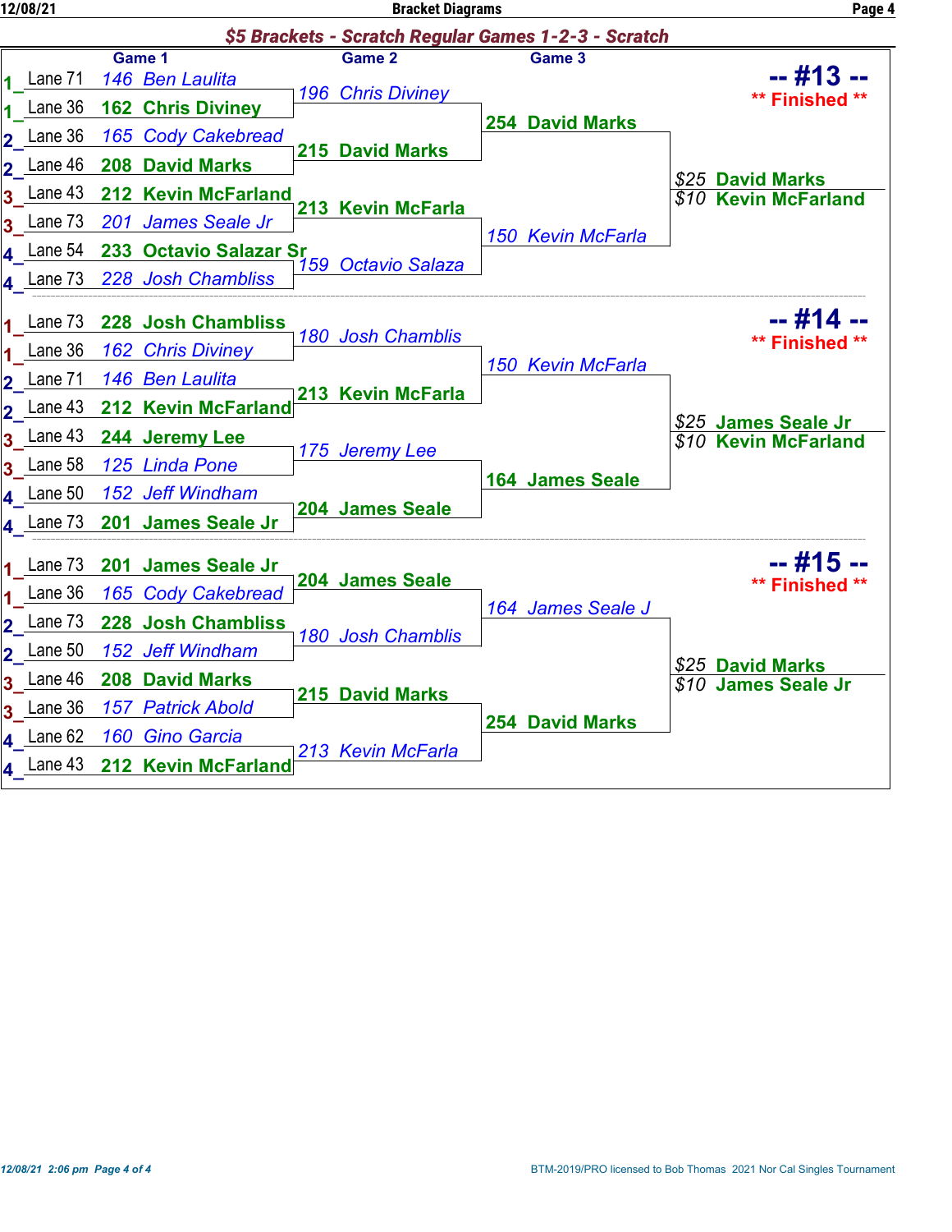## $5 Brackets - Scratch Regular Games 1-2-3 - Scratch

### -- #13 -- ** Finished **

| Seed | Lane | Game 1 | Game 2 | Game 3 | Result |
|---|---|---|---|---|---|
| 1 | Lane 71 | 146 Ben Laulita | 196 Chris Diviney | 254 David Marks | $25 David Marks |
| 1 | Lane 36 | 162 Chris Diviney | | | $10 Kevin McFarland |
| 2 | Lane 36 | 165 Cody Cakebread | 215 David Marks | | |
| 2 | Lane 46 | 208 David Marks | | | |
| 3 | Lane 43 | 212 Kevin McFarland | 213 Kevin McFarla | 150 Kevin McFarla | |
| 3 | Lane 73 | 201 James Seale Jr | | | |
| 4 | Lane 54 | 233 Octavio Salazar Sr | 159 Octavio Salaza | | |
| 4 | Lane 73 | 228 Josh Chambliss | | | |

### -- #14 -- ** Finished **

| Seed | Lane | Game 1 | Game 2 | Game 3 | Result |
|---|---|---|---|---|---|
| 1 | Lane 73 | 228 Josh Chambliss | 180 Josh Chamblis | 150 Kevin McFarla | $25 James Seale Jr |
| 1 | Lane 36 | 162 Chris Diviney | | | $10 Kevin McFarland |
| 2 | Lane 71 | 146 Ben Laulita | 213 Kevin McFarla | | |
| 2 | Lane 43 | 212 Kevin McFarland | | | |
| 3 | Lane 43 | 244 Jeremy Lee | 175 Jeremy Lee | 164 James Seale | |
| 3 | Lane 58 | 125 Linda Pone | | | |
| 4 | Lane 50 | 152 Jeff Windham | 204 James Seale | | |
| 4 | Lane 73 | 201 James Seale Jr | | | |

### -- #15 -- ** Finished **

| Seed | Lane | Game 1 | Game 2 | Game 3 | Result |
|---|---|---|---|---|---|
| 1 | Lane 73 | 201 James Seale Jr | 204 James Seale | 164 James Seale J | $25 David Marks |
| 1 | Lane 36 | 165 Cody Cakebread | | | $10 James Seale Jr |
| 2 | Lane 73 | 228 Josh Chambliss | 180 Josh Chamblis | | |
| 2 | Lane 50 | 152 Jeff Windham | | | |
| 3 | Lane 46 | 208 David Marks | 215 David Marks | 254 David Marks | |
| 3 | Lane 36 | 157 Patrick Abold | | | |
| 4 | Lane 62 | 160 Gino Garcia | 213 Kevin McFarla | | |
| 4 | Lane 43 | 212 Kevin McFarland | | | |

BTM-2019/PRO licensed to Bob Thomas 2021 Nor Cal Singles Tournament